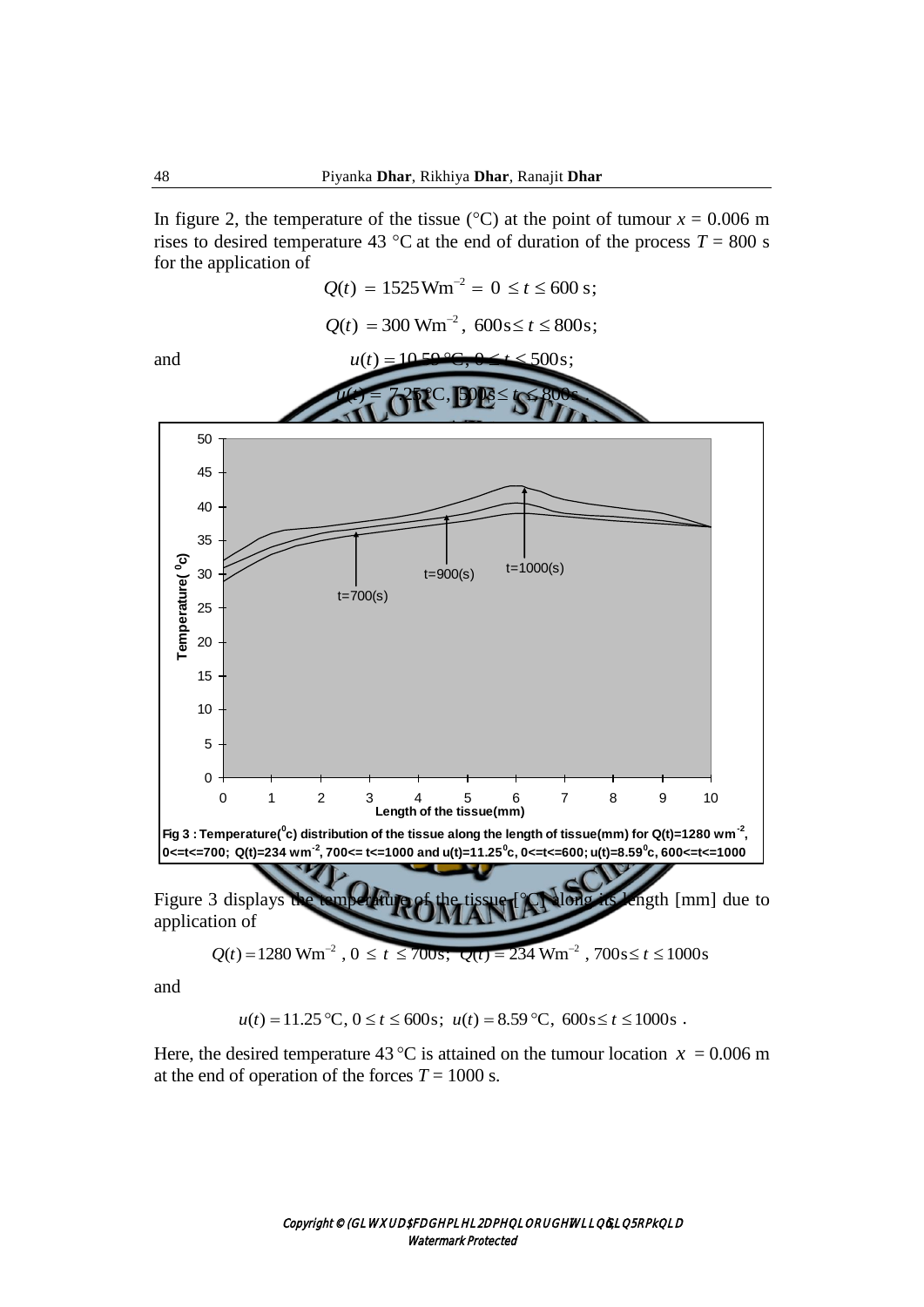In figure 2, the temperature of the tissue (°C) at the point of tumour $x = 0.006$ m rises to desired temperature 43 °C at the end of duration of the process $T = 800$ s for the application of

$$Q(t) = 1525\,\text{Wm}^{-2} = 0 \le t \le 600\ \text{s};$$

$$Q(t) = 300\ \text{Wm}^{-2},\ 600\text{s} \le t \le 800\text{s};$$

and

$$u(t) = 10.59\ °\text{C},\ 0 \le t \le 500\text{s};$$

$$u(t) = 7.25\ °\text{C},\ 500\text{s} \le t \le 800\text{s}.$$

**Fig 3 : Temperature(°c) distribution of the tissue along the length of tissue(mm) for $Q(t)=1280\ \text{wm}^{-2}$, $0<=t<=700$; $Q(t)=234\ \text{wm}^{-2}$, $700<=t<=1000$ and $u(t)=11.25°\text{c}$, $0<=t<=600$; $u(t)=8.59°\text{c}$, $600<=t<=1000$**

Figure 3 displays the temperature of the tissue [°C] along its length [mm] due to application of

$$Q(t) = 1280\ \text{Wm}^{-2},\ 0 \le t \le 700\text{s};\ Q(t) = 234\ \text{Wm}^{-2},\ 700\text{s} \le t \le 1000\text{s}$$

and

$$u(t) = 11.25\ °\text{C},\ 0 \le t \le 600\text{s};\ u(t) = 8.59\ °\text{C},\ 600\text{s} \le t \le 1000\text{s}.$$

Here, the desired temperature 43 °C is attained on the tumour location $x = 0.006$ m at the end of operation of the forces $T = 1000$ s.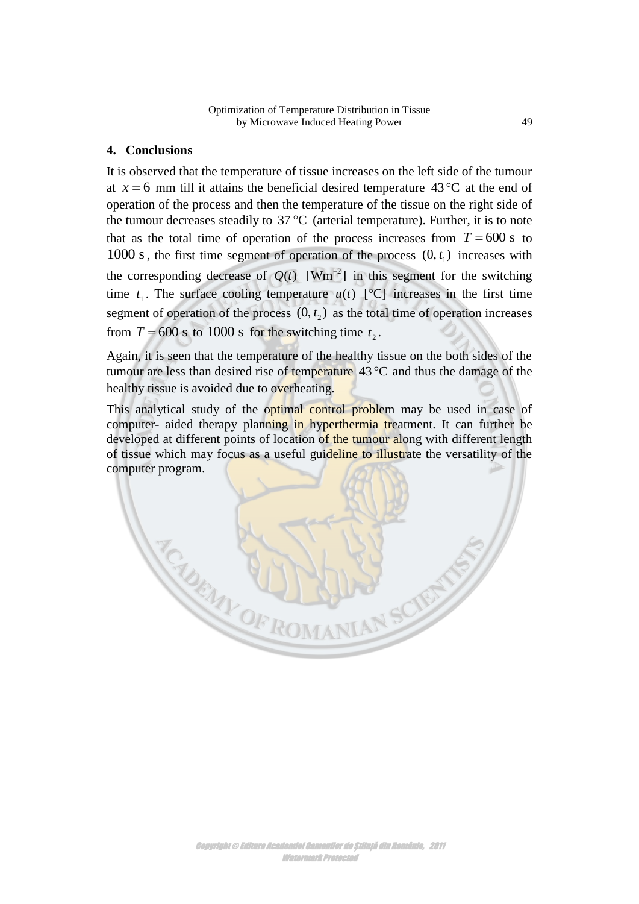## 4. Conclusions

It is observed that the temperature of tissue increases on the left side of the tumour at $x = 6$ mm till it attains the beneficial desired temperature $43\,°\text{C}$ at the end of operation of the process and then the temperature of the tissue on the right side of the tumour decreases steadily to $37\,°\text{C}$ (arterial temperature). Further, it is to note that as the total time of operation of the process increases from $T = 600$ s to $1000$ s, the first time segment of operation of the process $(0, t_1)$ increases with the corresponding decrease of $Q(t)$ $[\text{Wm}^{-2}]$ in this segment for the switching time $t_1$. The surface cooling temperature $u(t)$ $[°\text{C}]$ increases in the first time segment of operation of the process $(0, t_2)$ as the total time of operation increases from $T = 600$ s to $1000$ s for the switching time $t_2$.

Again, it is seen that the temperature of the healthy tissue on the both sides of the tumour are less than desired rise of temperature $43\,°\text{C}$ and thus the damage of the healthy tissue is avoided due to overheating.

This analytical study of the optimal control problem may be used in case of computer- aided therapy planning in hyperthermia treatment. It can further be developed at different points of location of the tumour along with different length of tissue which may focus as a useful guideline to illustrate the versatility of the computer program.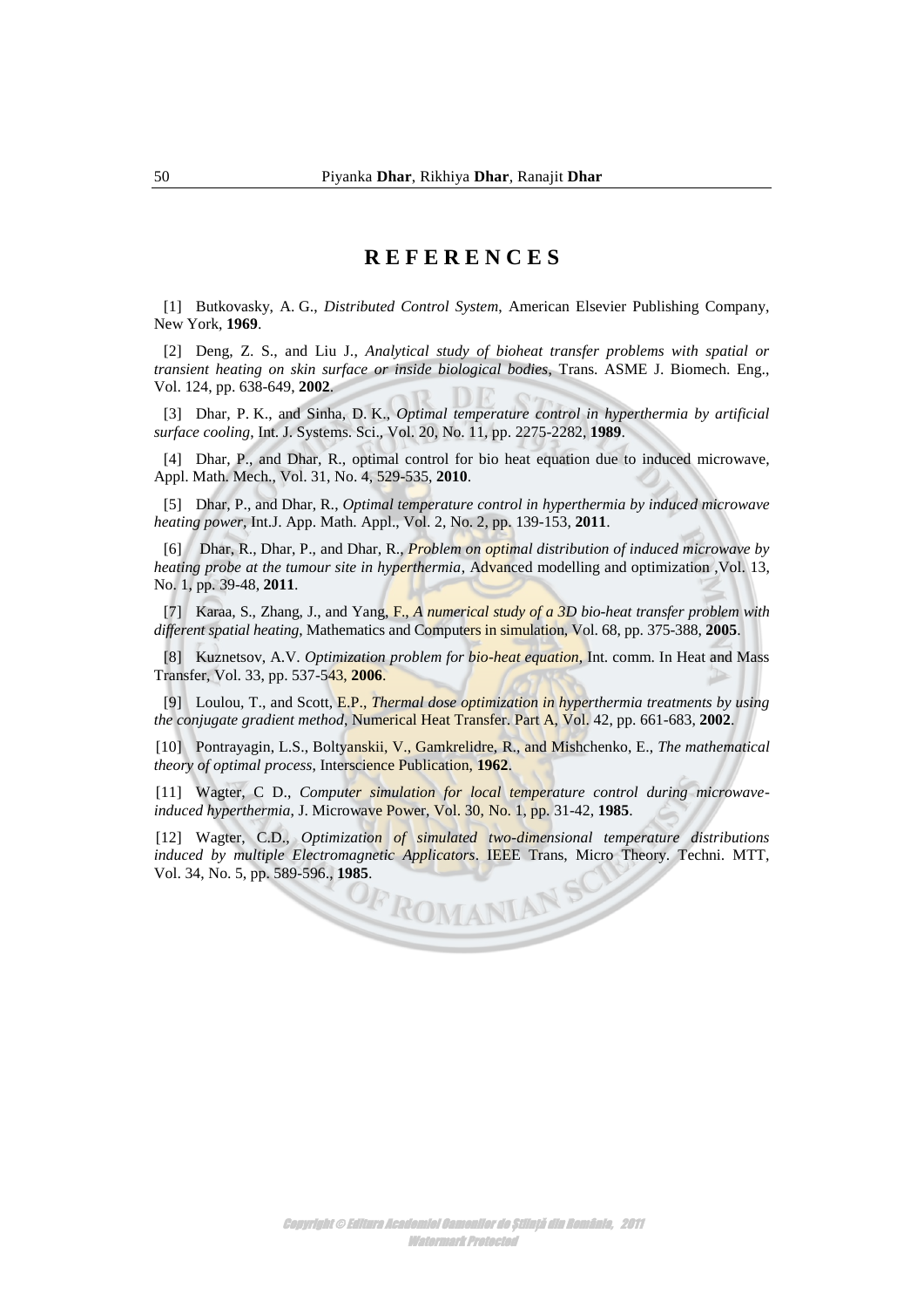# REFERENCES

[1] Butkovasky, A. G., *Distributed Control System*, American Elsevier Publishing Company, New York, **1969**.

[2] Deng, Z. S., and Liu J., *Analytical study of bioheat transfer problems with spatial or transient heating on skin surface or inside biological bodies*, Trans. ASME J. Biomech. Eng., Vol. 124, pp. 638-649, **2002**.

[3] Dhar, P. K., and Sinha, D. K., *Optimal temperature control in hyperthermia by artificial surface cooling*, Int. J. Systems. Sci., Vol. 20, No. 11, pp. 2275-2282, **1989**.

[4] Dhar, P., and Dhar, R., optimal control for bio heat equation due to induced microwave, Appl. Math. Mech., Vol. 31, No. 4, 529-535, **2010**.

[5] Dhar, P., and Dhar, R., *Optimal temperature control in hyperthermia by induced microwave heating power*, Int.J. App. Math. Appl., Vol. 2, No. 2, pp. 139-153, **2011**.

[6] Dhar, R., Dhar, P., and Dhar, R., *Problem on optimal distribution of induced microwave by heating probe at the tumour site in hyperthermia*, Advanced modelling and optimization ,Vol. 13, No. 1, pp. 39-48, **2011**.

[7] Karaa, S., Zhang, J., and Yang, F., *A numerical study of a 3D bio-heat transfer problem with different spatial heating*, Mathematics and Computers in simulation, Vol. 68, pp. 375-388, **2005**.

[8] Kuznetsov, A.V. *Optimization problem for bio-heat equation*, Int. comm. In Heat and Mass Transfer, Vol. 33, pp. 537-543, **2006**.

[9] Loulou, T., and Scott, E.P., *Thermal dose optimization in hyperthermia treatments by using the conjugate gradient method*, Numerical Heat Transfer. Part A, Vol. 42, pp. 661-683, **2002**.

[10] Pontrayagin, L.S., Boltyanskii, V., Gamkrelidre, R., and Mishchenko, E., *The mathematical theory of optimal process*, Interscience Publication, **1962**.

[11] Wagter, C D., *Computer simulation for local temperature control during microwave-induced hyperthermia*, J. Microwave Power, Vol. 30, No. 1, pp. 31-42, **1985**.

[12] Wagter, C.D., *Optimization of simulated two-dimensional temperature distributions induced by multiple Electromagnetic Applicators*. IEEE Trans, Micro Theory. Techni. MTT, Vol. 34, No. 5, pp. 589-596., **1985**.